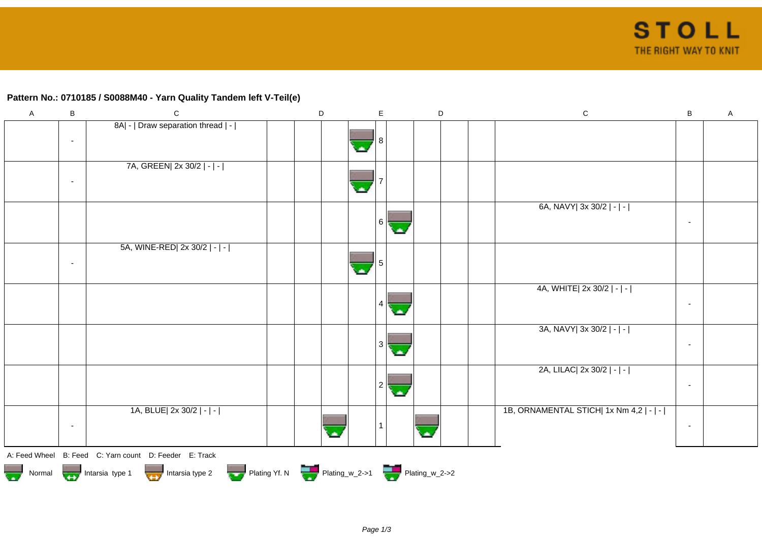## Pattern No.: 0710185 / S0088M40 - Yarn Quality Tandem left V-Teil(e)

| A | B | C | D | D | D | E | D | D | D | C | B | A |
|---|---|---|---|---|---|---|---|---|---|---|---|---|
| | - | 8A\| - \| Draw separation thread \| - \| | | | | 8 | | | | | | |
| | - | 7A, GREEN\| 2x 30/2 \| - \| - \| | | | | 7 | | | | | | |
| | | | | | | 6 | | | | 6A, NAVY\| 3x 30/2 \| - \| - \| | - | |
| | - | 5A, WINE-RED\| 2x 30/2 \| - \| - \| | | | | 5 | | | | | | |
| | | | | | | 4 | | | | 4A, WHITE\| 2x 30/2 \| - \| - \| | - | |
| | | | | | | 3 | | | | 3A, NAVY\| 3x 30/2 \| - \| - \| | - | |
| | | | | | | 2 | | | | 2A, LILAC\| 2x 30/2 \| - \| - \| | - | |
| | - | 1A, BLUE\| 2x 30/2 \| - \| - \| | | | | 1 | | | | 1B, ORNAMENTAL STICH\| 1x Nm 4,2 \| - \| - \| | - | |

A: Feed Wheel B: Feed C: Yarn count D: Feeder E: Track

Normal Intarsia type 1 Intarsia type 2 Plating Yf. N Plating_w_2->1 Plating_w_2->2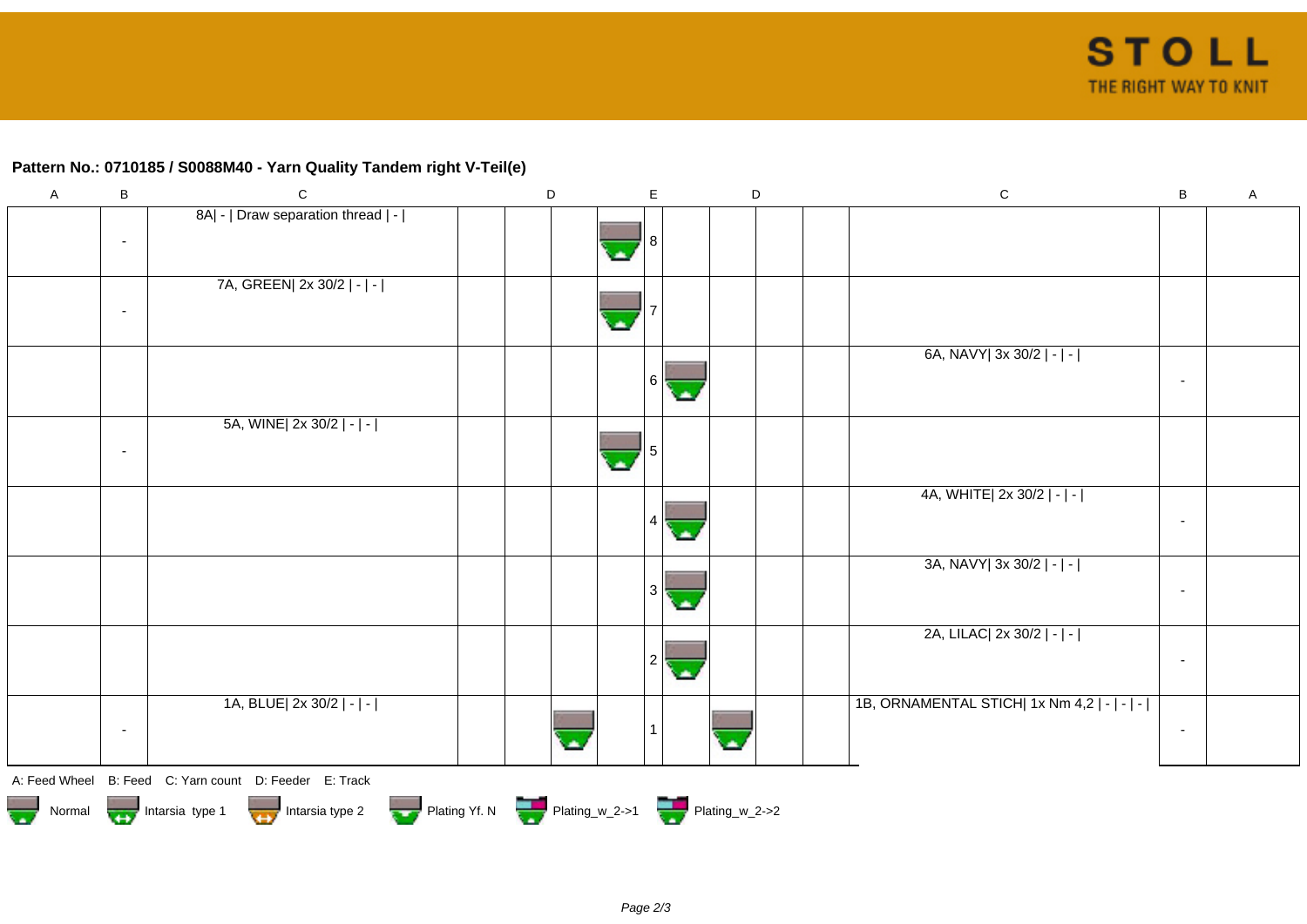## Pattern No.: 0710185 / S0088M40 - Yarn Quality Tandem right V-Teil(e)

| A | B | C | D | D | D | E | D | D | D | C | B | A |
|---|---|---|---|---|---|---|---|---|---|---|---|---|
| | - | 8A\| - \| Draw separation thread \| - \| | | | Normal | 8 | | | | | | |
| | - | 7A, GREEN\| 2x 30/2 \| - \| - \| | | | Normal | 7 | | | | | | |
| | | | | | | 6 | Normal | | | 6A, NAVY\| 3x 30/2 \| - \| - \| | - | |
| | - | 5A, WINE\| 2x 30/2 \| - \| - \| | | | Normal | 5 | | | | | | |
| | | | | | | 4 | Normal | | | 4A, WHITE\| 2x 30/2 \| - \| - \| | - | |
| | | | | | | 3 | Normal | | | 3A, NAVY\| 3x 30/2 \| - \| - \| | - | |
| | | | | | | 2 | Normal | | | 2A, LILAC\| 2x 30/2 \| - \| - \| | - | |
| | - | 1A, BLUE\| 2x 30/2 \| - \| - \| | | Normal | | 1 | | Normal | | 1B, ORNAMENTAL STICH\| 1x Nm 4,2 \| - \| - \| - \| | - | |

A: Feed Wheel B: Feed C: Yarn count D: Feeder E: Track

Normal Intarsia type 1 Intarsia type 2 Plating Yf. N Plating_w_2->1 Plating_w_2->2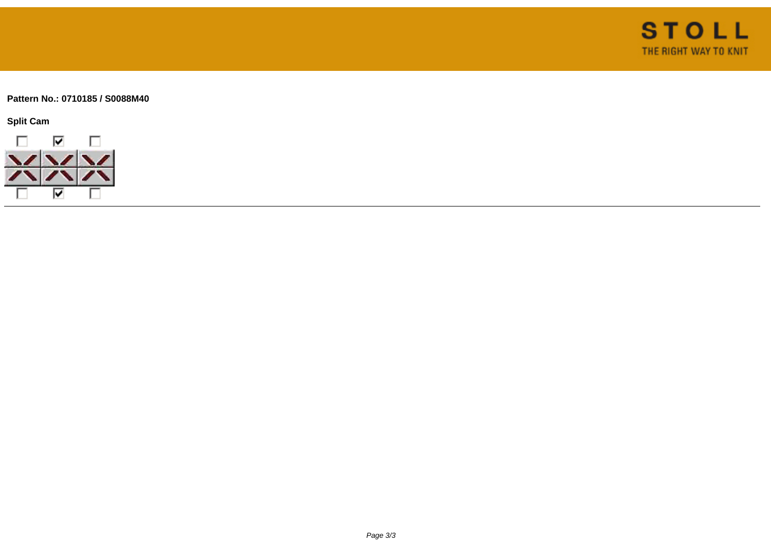**Pattern No.: 0710185 / S0088M40**

**Split Cam**